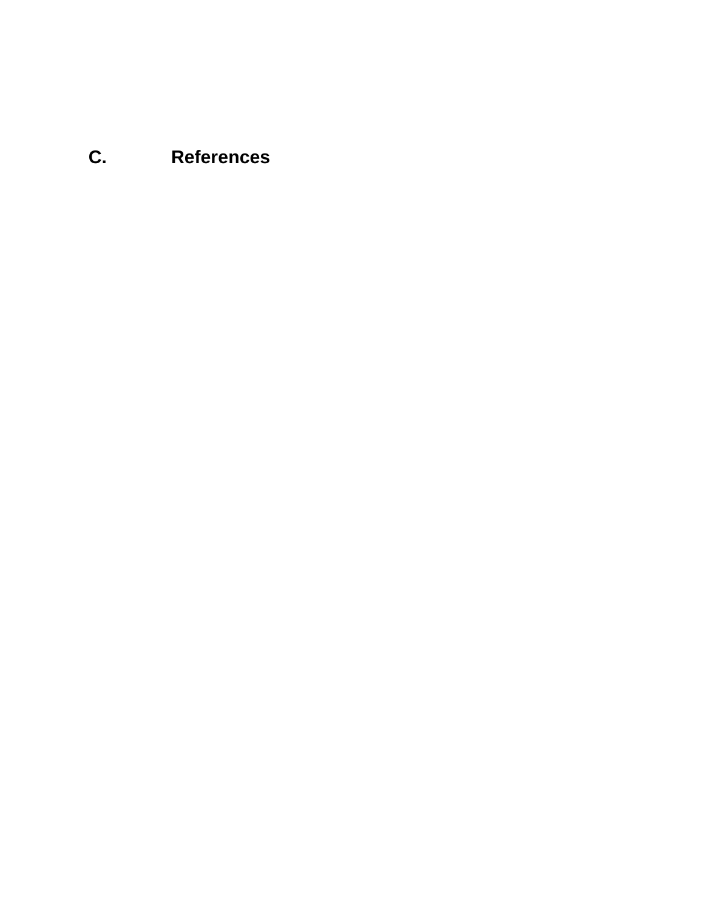## C. References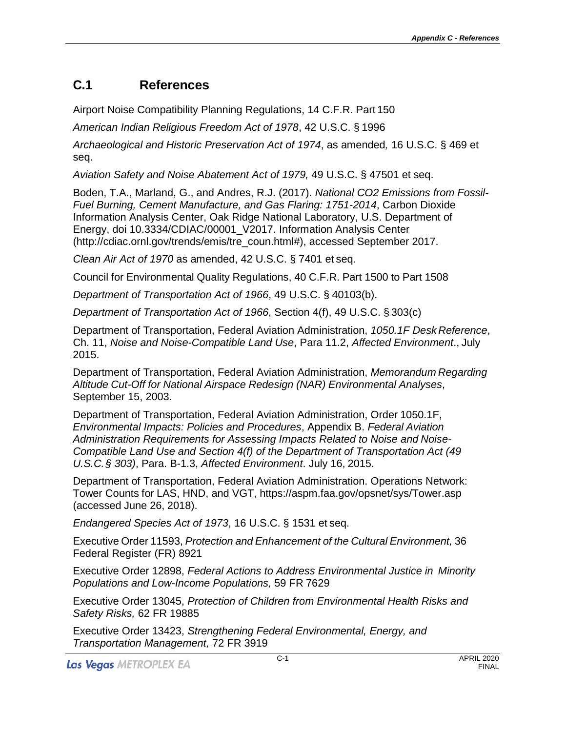## C.1 References

Airport Noise Compatibility Planning Regulations, 14 C.F.R. Part 150

*American Indian Religious Freedom Act of 1978*, 42 U.S.C. § 1996

*Archaeological and Historic Preservation Act of 1974*, as amended, 16 U.S.C. § 469 et seq.

*Aviation Safety and Noise Abatement Act of 1979,* 49 U.S.C. § 47501 et seq.

Boden, T.A., Marland, G., and Andres, R.J. (2017). *National CO2 Emissions from Fossil-Fuel Burning, Cement Manufacture, and Gas Flaring: 1751-2014*, Carbon Dioxide Information Analysis Center, Oak Ridge National Laboratory, U.S. Department of Energy, doi 10.3334/CDIAC/00001_V2017. Information Analysis Center (http://cdiac.ornl.gov/trends/emis/tre_coun.html#), accessed September 2017.

*Clean Air Act of 1970* as amended, 42 U.S.C. § 7401 et seq.

Council for Environmental Quality Regulations, 40 C.F.R. Part 1500 to Part 1508

*Department of Transportation Act of 1966*, 49 U.S.C. § 40103(b).

*Department of Transportation Act of 1966*, Section 4(f), 49 U.S.C. § 303(c)

Department of Transportation, Federal Aviation Administration, *1050.1F Desk Reference*, Ch. 11, *Noise and Noise-Compatible Land Use*, Para 11.2, *Affected Environment*., July 2015.

Department of Transportation, Federal Aviation Administration, *Memorandum Regarding Altitude Cut-Off for National Airspace Redesign (NAR) Environmental Analyses*, September 15, 2003.

Department of Transportation, Federal Aviation Administration, Order 1050.1F, *Environmental Impacts: Policies and Procedures*, Appendix B. *Federal Aviation Administration Requirements for Assessing Impacts Related to Noise and Noise-Compatible Land Use and Section 4(f) of the Department of Transportation Act (49 U.S.C.§ 303)*, Para. B-1.3, *Affected Environment*. July 16, 2015.

Department of Transportation, Federal Aviation Administration. Operations Network: Tower Counts for LAS, HND, and VGT, https://aspm.faa.gov/opsnet/sys/Tower.asp (accessed June 26, 2018).

*Endangered Species Act of 1973*, 16 U.S.C. § 1531 et seq.

Executive Order 11593, *Protection and Enhancement of the Cultural Environment,* 36 Federal Register (FR) 8921

Executive Order 12898, *Federal Actions to Address Environmental Justice in Minority Populations and Low-Income Populations,* 59 FR 7629

Executive Order 13045, *Protection of Children from Environmental Health Risks and Safety Risks,* 62 FR 19885

Executive Order 13423, *Strengthening Federal Environmental, Energy, and Transportation Management,* 72 FR 3919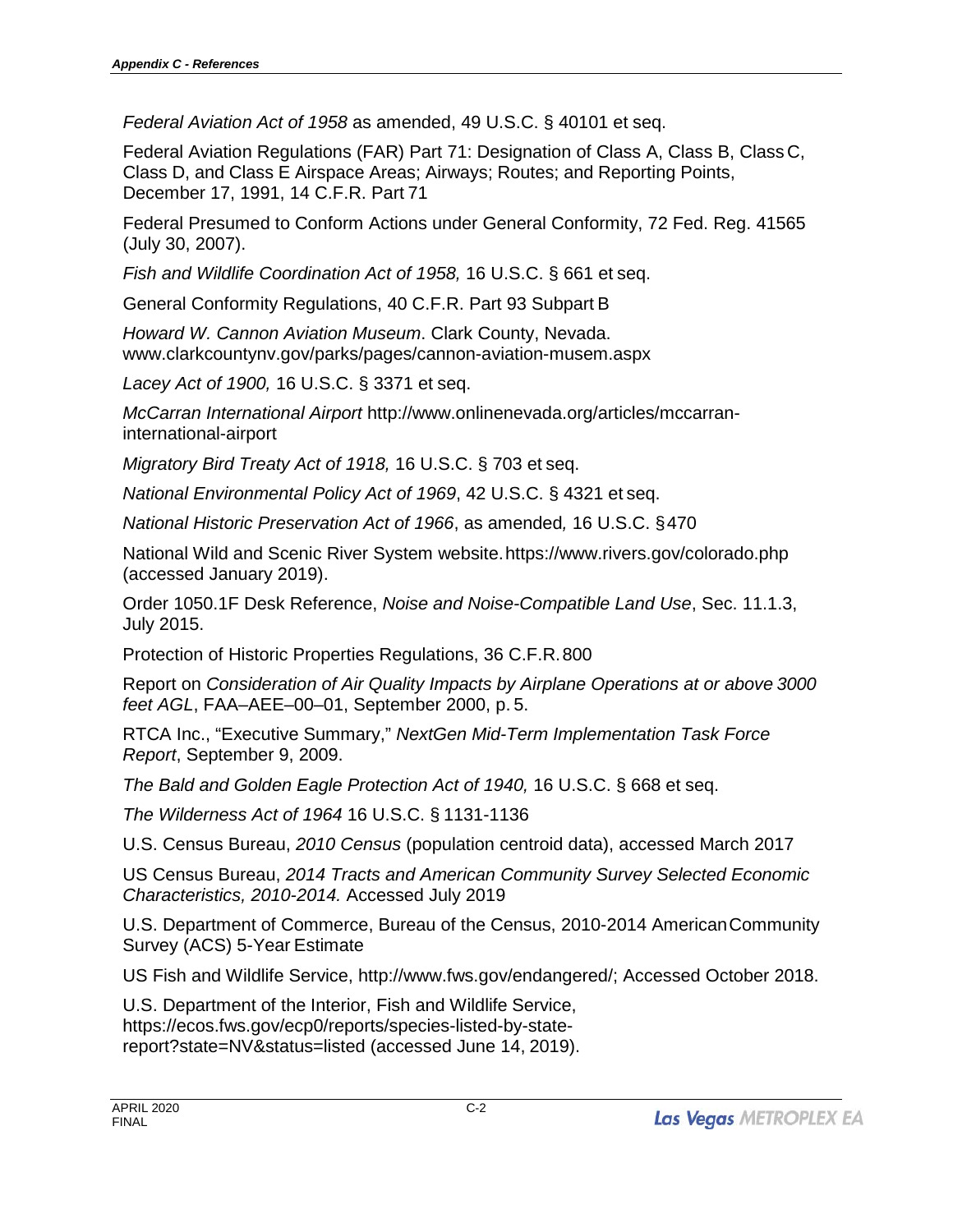*Federal Aviation Act of 1958* as amended, 49 U.S.C. § 40101 et seq.

Federal Aviation Regulations (FAR) Part 71: Designation of Class A, Class B, Class C, Class D, and Class E Airspace Areas; Airways; Routes; and Reporting Points, December 17, 1991, 14 C.F.R. Part 71

Federal Presumed to Conform Actions under General Conformity, 72 Fed. Reg. 41565 (July 30, 2007).

*Fish and Wildlife Coordination Act of 1958,* 16 U.S.C. § 661 et seq.

General Conformity Regulations, 40 C.F.R. Part 93 Subpart B

*Howard W. Cannon Aviation Museum*. Clark County, Nevada. www.clarkcountynv.gov/parks/pages/cannon-aviation-musem.aspx

*Lacey Act of 1900,* 16 U.S.C. § 3371 et seq.

*McCarran International Airport* http://www.onlinenevada.org/articles/mccarran-international-airport

*Migratory Bird Treaty Act of 1918,* 16 U.S.C. § 703 et seq.

*National Environmental Policy Act of 1969*, 42 U.S.C. § 4321 et seq.

*National Historic Preservation Act of 1966*, as amended*,* 16 U.S.C. § 470

National Wild and Scenic River System website. https://www.rivers.gov/colorado.php (accessed January 2019).

Order 1050.1F Desk Reference, *Noise and Noise-Compatible Land Use*, Sec. 11.1.3, July 2015.

Protection of Historic Properties Regulations, 36 C.F.R. 800

Report on *Consideration of Air Quality Impacts by Airplane Operations at or above 3000 feet AGL*, FAA–AEE–00–01, September 2000, p. 5.

RTCA Inc., "Executive Summary," *NextGen Mid-Term Implementation Task Force Report*, September 9, 2009.

*The Bald and Golden Eagle Protection Act of 1940,* 16 U.S.C. § 668 et seq.

*The Wilderness Act of 1964* 16 U.S.C. § 1131-1136

U.S. Census Bureau, *2010 Census* (population centroid data), accessed March 2017

US Census Bureau, *2014 Tracts and American Community Survey Selected Economic Characteristics, 2010-2014.* Accessed July 2019

U.S. Department of Commerce, Bureau of the Census, 2010-2014 American Community Survey (ACS) 5-Year Estimate

US Fish and Wildlife Service, http://www.fws.gov/endangered/; Accessed October 2018.

U.S. Department of the Interior, Fish and Wildlife Service, https://ecos.fws.gov/ecp0/reports/species-listed-by-state-report?state=NV&status=listed (accessed June 14, 2019).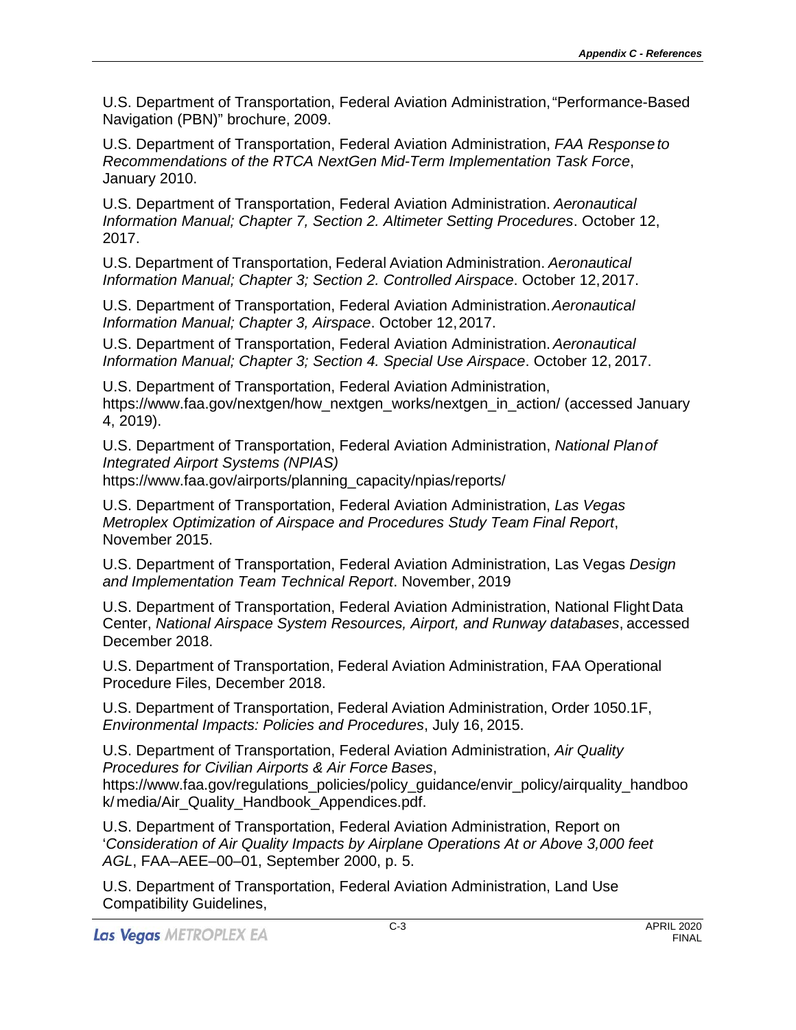U.S. Department of Transportation, Federal Aviation Administration, "Performance-Based Navigation (PBN)" brochure, 2009.

U.S. Department of Transportation, Federal Aviation Administration, *FAA Response to Recommendations of the RTCA NextGen Mid-Term Implementation Task Force*, January 2010.

U.S. Department of Transportation, Federal Aviation Administration. *Aeronautical Information Manual; Chapter 7, Section 2. Altimeter Setting Procedures*. October 12, 2017.

U.S. Department of Transportation, Federal Aviation Administration. *Aeronautical Information Manual; Chapter 3; Section 2. Controlled Airspace*. October 12, 2017.

U.S. Department of Transportation, Federal Aviation Administration. *Aeronautical Information Manual; Chapter 3, Airspace*. October 12, 2017.

U.S. Department of Transportation, Federal Aviation Administration. *Aeronautical Information Manual; Chapter 3; Section 4. Special Use Airspace*. October 12, 2017.

U.S. Department of Transportation, Federal Aviation Administration, https://www.faa.gov/nextgen/how_nextgen_works/nextgen_in_action/ (accessed January 4, 2019).

U.S. Department of Transportation, Federal Aviation Administration, *National Plan of Integrated Airport Systems (NPIAS)* https://www.faa.gov/airports/planning_capacity/npias/reports/

U.S. Department of Transportation, Federal Aviation Administration, *Las Vegas Metroplex Optimization of Airspace and Procedures Study Team Final Report*, November 2015.

U.S. Department of Transportation, Federal Aviation Administration, Las Vegas *Design and Implementation Team Technical Report*. November, 2019

U.S. Department of Transportation, Federal Aviation Administration, National Flight Data Center, *National Airspace System Resources, Airport, and Runway databases*, accessed December 2018.

U.S. Department of Transportation, Federal Aviation Administration, FAA Operational Procedure Files, December 2018.

U.S. Department of Transportation, Federal Aviation Administration, Order 1050.1F, *Environmental Impacts: Policies and Procedures*, July 16, 2015.

U.S. Department of Transportation, Federal Aviation Administration, *Air Quality Procedures for Civilian Airports & Air Force Bases*, https://www.faa.gov/regulations_policies/policy_guidance/envir_policy/airquality_handbook/media/Air_Quality_Handbook_Appendices.pdf.

U.S. Department of Transportation, Federal Aviation Administration, Report on '*Consideration of Air Quality Impacts by Airplane Operations At or Above 3,000 feet AGL*, FAA–AEE–00–01, September 2000, p. 5.

U.S. Department of Transportation, Federal Aviation Administration, Land Use Compatibility Guidelines,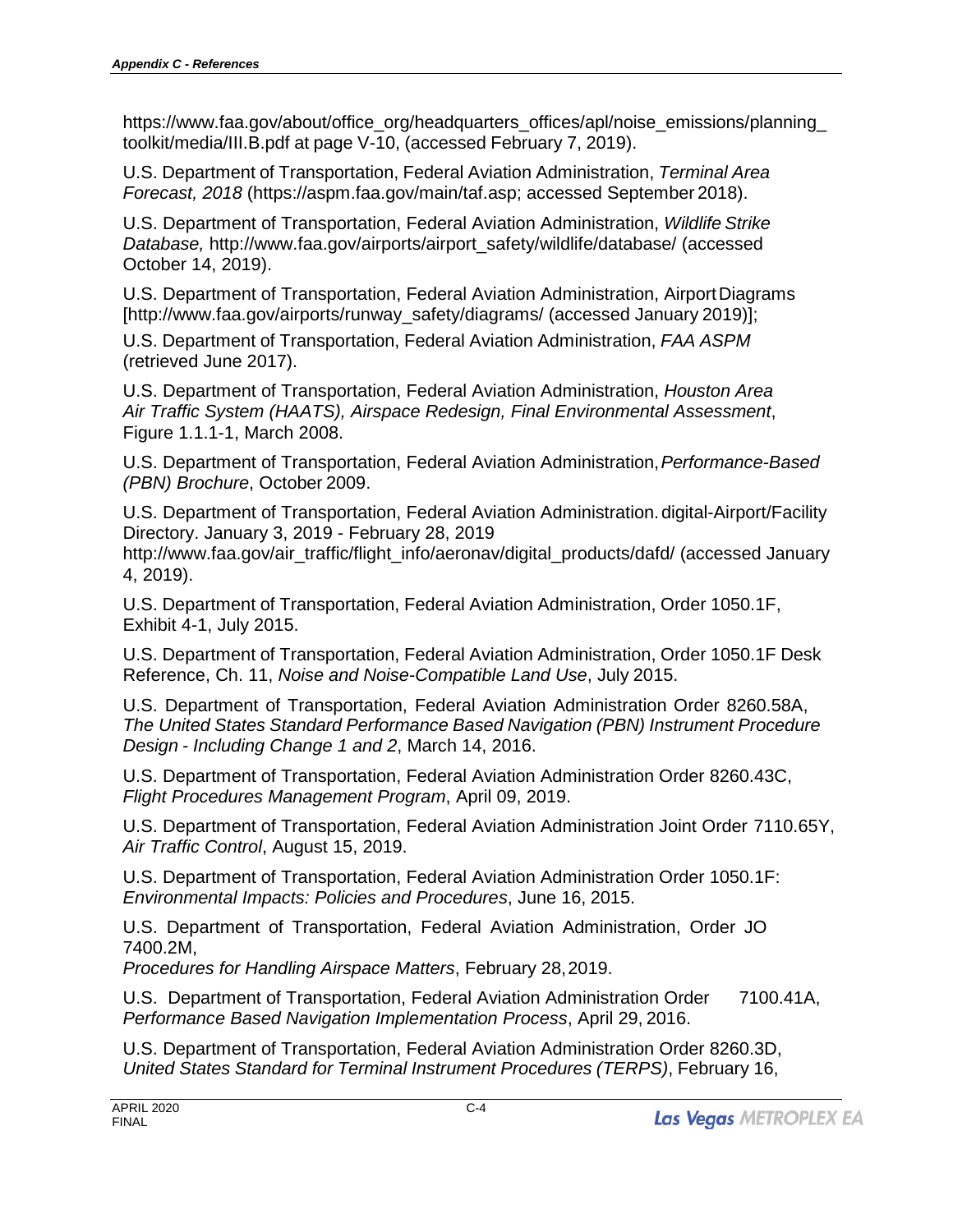https://www.faa.gov/about/office_org/headquarters_offices/apl/noise_emissions/planning_toolkit/media/III.B.pdf at page V-10, (accessed February 7, 2019).

U.S. Department of Transportation, Federal Aviation Administration, *Terminal Area Forecast, 2018* (https://aspm.faa.gov/main/taf.asp; accessed September 2018).

U.S. Department of Transportation, Federal Aviation Administration, *Wildlife Strike Database,* http://www.faa.gov/airports/airport_safety/wildlife/database/ (accessed October 14, 2019).

U.S. Department of Transportation, Federal Aviation Administration, Airport Diagrams [http://www.faa.gov/airports/runway_safety/diagrams/ (accessed January 2019)];

U.S. Department of Transportation, Federal Aviation Administration, *FAA ASPM* (retrieved June 2017).

U.S. Department of Transportation, Federal Aviation Administration, *Houston Area Air Traffic System (HAATS), Airspace Redesign, Final Environmental Assessment*, Figure 1.1.1-1, March 2008.

U.S. Department of Transportation, Federal Aviation Administration, *Performance-Based (PBN) Brochure*, October 2009.

U.S. Department of Transportation, Federal Aviation Administration. digital-Airport/Facility Directory. January 3, 2019 - February 28, 2019 http://www.faa.gov/air_traffic/flight_info/aeronav/digital_products/dafd/ (accessed January 4, 2019).

U.S. Department of Transportation, Federal Aviation Administration, Order 1050.1F, Exhibit 4-1, July 2015.

U.S. Department of Transportation, Federal Aviation Administration, Order 1050.1F Desk Reference, Ch. 11, *Noise and Noise-Compatible Land Use*, July 2015.

U.S. Department of Transportation, Federal Aviation Administration Order 8260.58A, *The United States Standard Performance Based Navigation (PBN) Instrument Procedure Design - Including Change 1 and 2*, March 14, 2016.

U.S. Department of Transportation, Federal Aviation Administration Order 8260.43C, *Flight Procedures Management Program*, April 09, 2019.

U.S. Department of Transportation, Federal Aviation Administration Joint Order 7110.65Y, *Air Traffic Control*, August 15, 2019.

U.S. Department of Transportation, Federal Aviation Administration Order 1050.1F: *Environmental Impacts: Policies and Procedures*, June 16, 2015.

U.S. Department of Transportation, Federal Aviation Administration, Order JO 7400.2M, *Procedures for Handling Airspace Matters*, February 28, 2019.

U.S. Department of Transportation, Federal Aviation Administration Order 7100.41A, *Performance Based Navigation Implementation Process*, April 29, 2016.

U.S. Department of Transportation, Federal Aviation Administration Order 8260.3D, *United States Standard for Terminal Instrument Procedures (TERPS)*, February 16,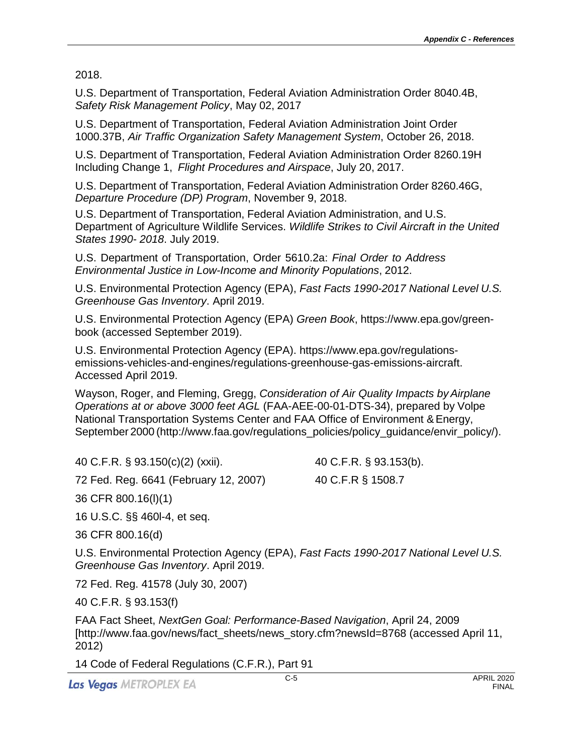2018.

U.S. Department of Transportation, Federal Aviation Administration Order 8040.4B, *Safety Risk Management Policy*, May 02, 2017

U.S. Department of Transportation, Federal Aviation Administration Joint Order 1000.37B, *Air Traffic Organization Safety Management System*, October 26, 2018.

U.S. Department of Transportation, Federal Aviation Administration Order 8260.19H Including Change 1, *Flight Procedures and Airspace*, July 20, 2017.

U.S. Department of Transportation, Federal Aviation Administration Order 8260.46G, *Departure Procedure (DP) Program*, November 9, 2018.

U.S. Department of Transportation, Federal Aviation Administration, and U.S. Department of Agriculture Wildlife Services. *Wildlife Strikes to Civil Aircraft in the United States 1990- 2018*. July 2019.

U.S. Department of Transportation, Order 5610.2a: *Final Order to Address Environmental Justice in Low-Income and Minority Populations*, 2012.

U.S. Environmental Protection Agency (EPA), *Fast Facts 1990-2017 National Level U.S. Greenhouse Gas Inventory*. April 2019.

U.S. Environmental Protection Agency (EPA) *Green Book*, https://www.epa.gov/green-book (accessed September 2019).

U.S. Environmental Protection Agency (EPA). https://www.epa.gov/regulations-emissions-vehicles-and-engines/regulations-greenhouse-gas-emissions-aircraft. Accessed April 2019.

Wayson, Roger, and Fleming, Gregg, *Consideration of Air Quality Impacts by Airplane Operations at or above 3000 feet AGL* (FAA-AEE-00-01-DTS-34), prepared by Volpe National Transportation Systems Center and FAA Office of Environment & Energy, September 2000 (http://www.faa.gov/regulations_policies/policy_guidance/envir_policy/).

40 C.F.R. § 93.150(c)(2) (xxii).

40 C.F.R. § 93.153(b).

72 Fed. Reg. 6641 (February 12, 2007)

40 C.F.R § 1508.7

36 CFR 800.16(l)(1)

16 U.S.C. §§ 460l-4, et seq.

36 CFR 800.16(d)

U.S. Environmental Protection Agency (EPA), *Fast Facts 1990-2017 National Level U.S. Greenhouse Gas Inventory*. April 2019.

72 Fed. Reg. 41578 (July 30, 2007)

40 C.F.R. § 93.153(f)

FAA Fact Sheet, *NextGen Goal: Performance-Based Navigation*, April 24, 2009 [http://www.faa.gov/news/fact_sheets/news_story.cfm?newsId=8768 (accessed April 11, 2012)

14 Code of Federal Regulations (C.F.R.), Part 91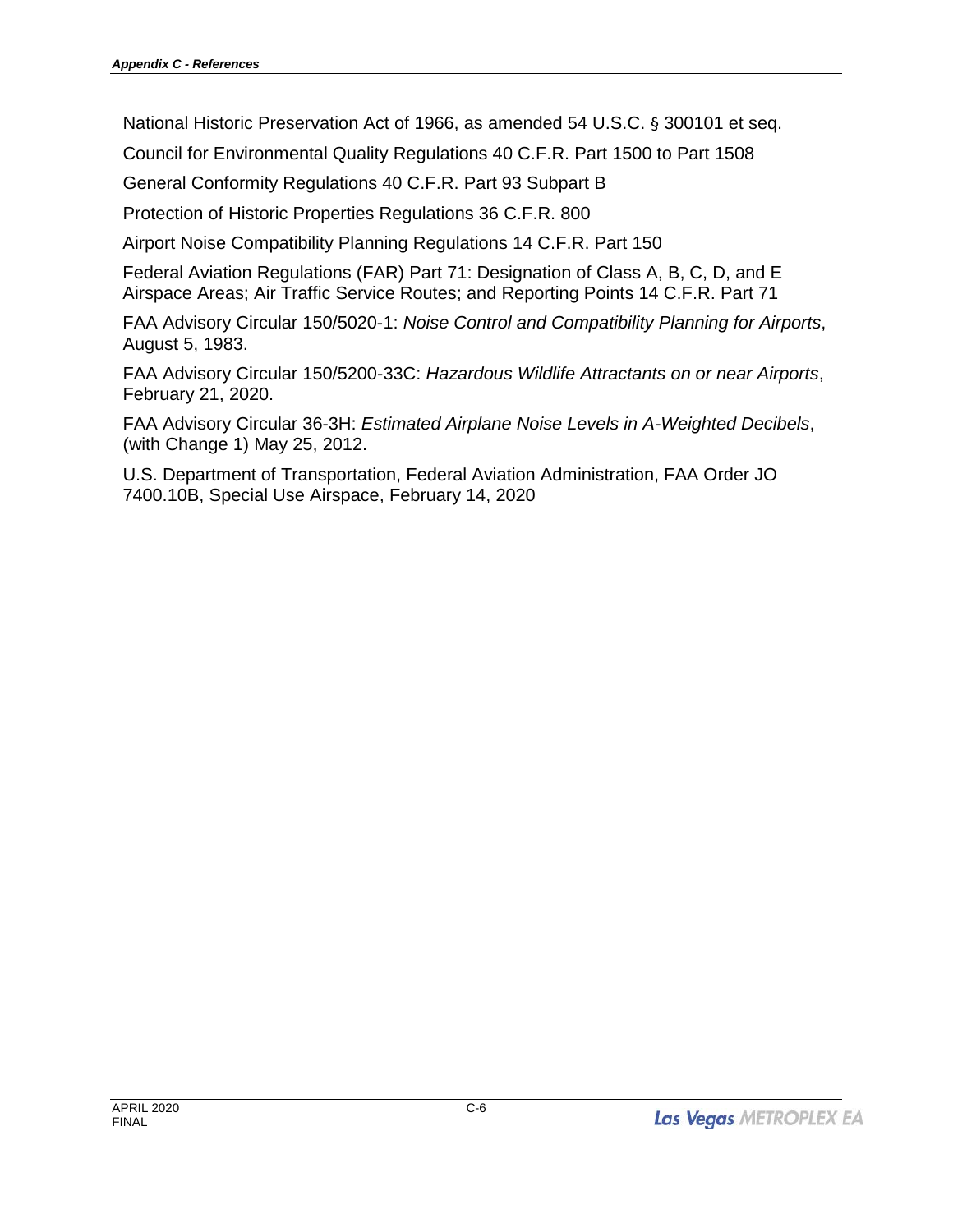National Historic Preservation Act of 1966, as amended 54 U.S.C. § 300101 et seq.

Council for Environmental Quality Regulations 40 C.F.R. Part 1500 to Part 1508

General Conformity Regulations 40 C.F.R. Part 93 Subpart B

Protection of Historic Properties Regulations 36 C.F.R. 800

Airport Noise Compatibility Planning Regulations 14 C.F.R. Part 150

Federal Aviation Regulations (FAR) Part 71: Designation of Class A, B, C, D, and E Airspace Areas; Air Traffic Service Routes; and Reporting Points 14 C.F.R. Part 71

FAA Advisory Circular 150/5020-1: *Noise Control and Compatibility Planning for Airports*, August 5, 1983.

FAA Advisory Circular 150/5200-33C: *Hazardous Wildlife Attractants on or near Airports*, February 21, 2020.

FAA Advisory Circular 36-3H: *Estimated Airplane Noise Levels in A-Weighted Decibels*, (with Change 1) May 25, 2012.

U.S. Department of Transportation, Federal Aviation Administration, FAA Order JO 7400.10B, Special Use Airspace, February 14, 2020